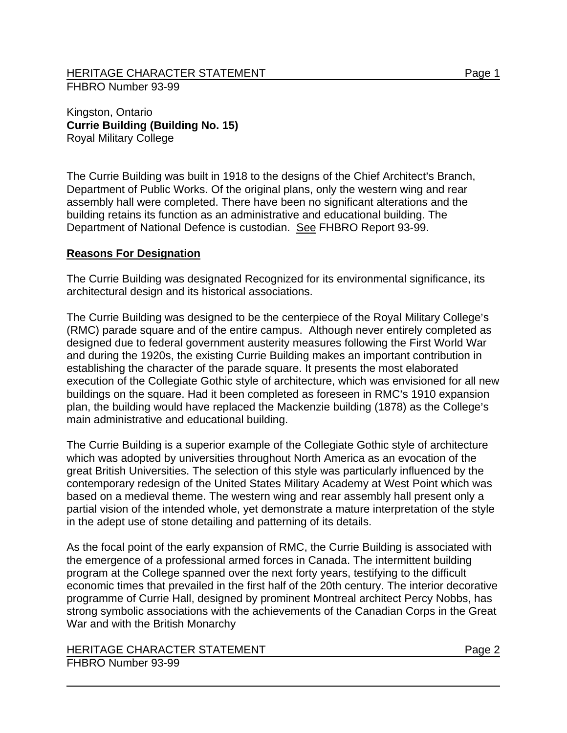Kingston, Ontario
**Currie Building (Building No. 15)**
Royal Military College

The Currie Building was built in 1918 to the designs of the Chief Architect's Branch, Department of Public Works. Of the original plans, only the western wing and rear assembly hall were completed. There have been no significant alterations and the building retains its function as an administrative and educational building. The Department of National Defence is custodian. See FHBRO Report 93-99.

## Reasons For Designation

The Currie Building was designated Recognized for its environmental significance, its architectural design and its historical associations.

The Currie Building was designed to be the centerpiece of the Royal Military College's (RMC) parade square and of the entire campus. Although never entirely completed as designed due to federal government austerity measures following the First World War and during the 1920s, the existing Currie Building makes an important contribution in establishing the character of the parade square. It presents the most elaborated execution of the Collegiate Gothic style of architecture, which was envisioned for all new buildings on the square. Had it been completed as foreseen in RMC's 1910 expansion plan, the building would have replaced the Mackenzie building (1878) as the College's main administrative and educational building.

The Currie Building is a superior example of the Collegiate Gothic style of architecture which was adopted by universities throughout North America as an evocation of the great British Universities. The selection of this style was particularly influenced by the contemporary redesign of the United States Military Academy at West Point which was based on a medieval theme. The western wing and rear assembly hall present only a partial vision of the intended whole, yet demonstrate a mature interpretation of the style in the adept use of stone detailing and patterning of its details.

As the focal point of the early expansion of RMC, the Currie Building is associated with the emergence of a professional armed forces in Canada. The intermittent building program at the College spanned over the next forty years, testifying to the difficult economic times that prevailed in the first half of the 20th century. The interior decorative programme of Currie Hall, designed by prominent Montreal architect Percy Nobbs, has strong symbolic associations with the achievements of the Canadian Corps in the Great War and with the British Monarchy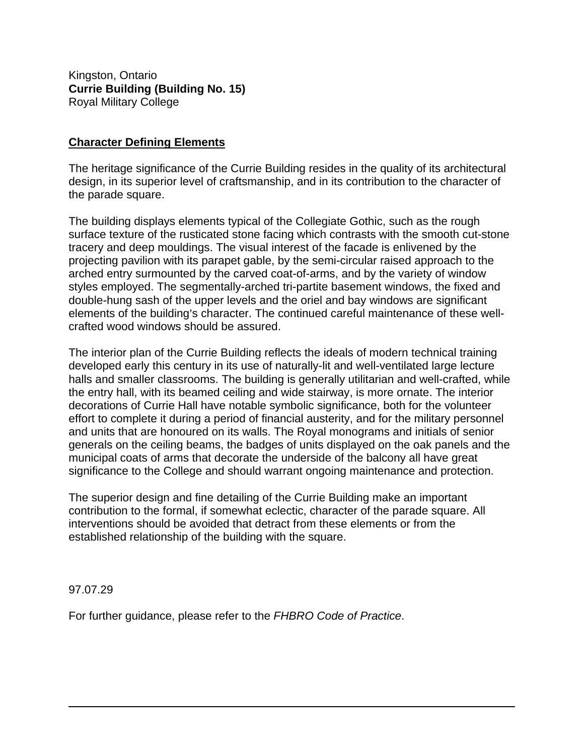Kingston, Ontario
**Currie Building (Building No. 15)**
Royal Military College

## Character Defining Elements

The heritage significance of the Currie Building resides in the quality of its architectural design, in its superior level of craftsmanship, and in its contribution to the character of the parade square.

The building displays elements typical of the Collegiate Gothic, such as the rough surface texture of the rusticated stone facing which contrasts with the smooth cut-stone tracery and deep mouldings. The visual interest of the facade is enlivened by the projecting pavilion with its parapet gable, by the semi-circular raised approach to the arched entry surmounted by the carved coat-of-arms, and by the variety of window styles employed. The segmentally-arched tri-partite basement windows, the fixed and double-hung sash of the upper levels and the oriel and bay windows are significant elements of the building's character. The continued careful maintenance of these well-crafted wood windows should be assured.

The interior plan of the Currie Building reflects the ideals of modern technical training developed early this century in its use of naturally-lit and well-ventilated large lecture halls and smaller classrooms. The building is generally utilitarian and well-crafted, while the entry hall, with its beamed ceiling and wide stairway, is more ornate. The interior decorations of Currie Hall have notable symbolic significance, both for the volunteer effort to complete it during a period of financial austerity, and for the military personnel and units that are honoured on its walls. The Royal monograms and initials of senior generals on the ceiling beams, the badges of units displayed on the oak panels and the municipal coats of arms that decorate the underside of the balcony all have great significance to the College and should warrant ongoing maintenance and protection.

The superior design and fine detailing of the Currie Building make an important contribution to the formal, if somewhat eclectic, character of the parade square. All interventions should be avoided that detract from these elements or from the established relationship of the building with the square.

97.07.29

For further guidance, please refer to the *FHBRO Code of Practice*.